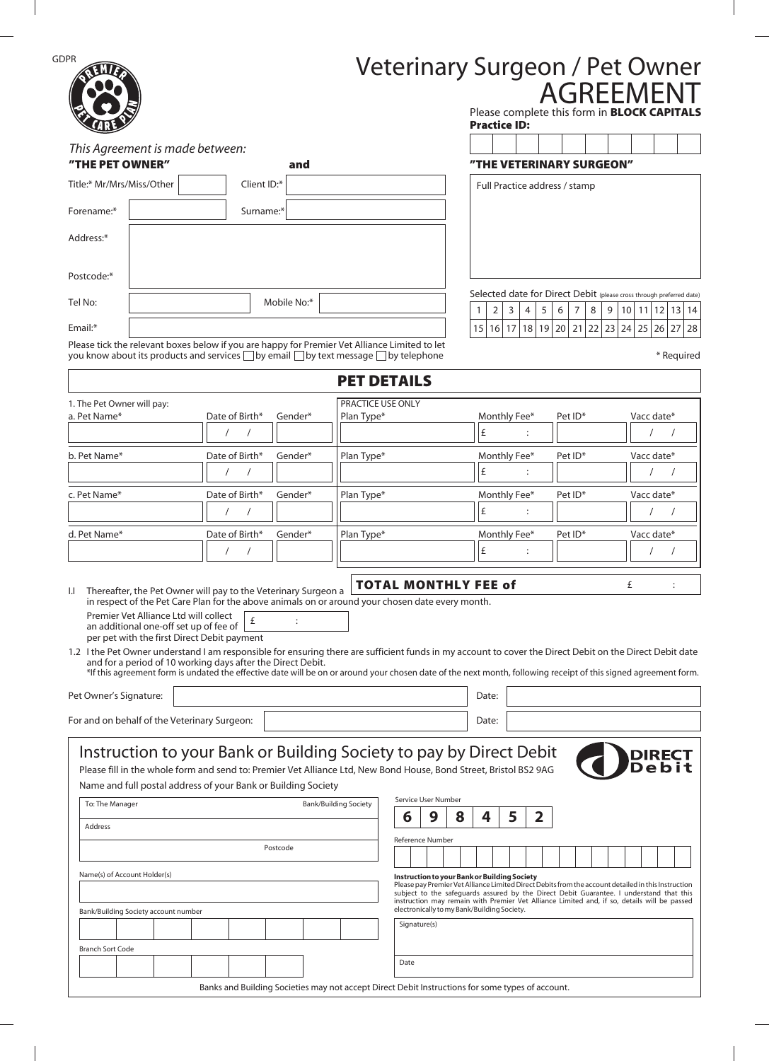GDPR

# Veterinary Surgeon / Pet Owner AGREEMENT

Please complete this form in **BLOCK CAPITALS**

**Practice ID:**

*This Agreement is made between:*

**"THE PET OWNER"** and **"THE VETERINARY SURGEON"**

| | | | |
|---|---|---|---|
| Title:* Mr/Mrs/Miss/Other | | Client ID:* | |
| Forename:* | | Surname:* | |
| Address:* | | | |
| Postcode:* | | | |
| Tel No: | | Mobile No:* | |
| Email:* | | | |

Full Practice address / stamp

Selected date for Direct Debit (please cross through preferred date)

| 1 | 2 | 3 | 4 | 5 | 6 | 7 | 8 | 9 | 10 | 11 | 12 | 13 | 14 |
|---|---|---|---|---|---|---|---|---|---|---|---|---|---|
| 15 | 16 | 17 | 18 | 19 | 20 | 21 | 22 | 23 | 24 | 25 | 26 | 27 | 28 |

Please tick the relevant boxes below if you are happy for Premier Vet Alliance Limited to let you know about its products and services ☐ by email ☐ by text message ☐ by telephone

\* Required

## PET DETAILS

1. The Pet Owner will pay:

| Pet Name* | Date of Birth* | Gender* | PRACTICE USE ONLY Plan Type* | Monthly Fee* | Pet ID* | Vacc date* |
|---|---|---|---|---|---|---|
| a. | / / | | | £ : | | / / |
| b. | / / | | | £ : | | / / |
| c. | / / | | | £ : | | / / |
| d. | / / | | | £ : | | / / |

1.1 Thereafter, the Pet Owner will pay to the Veterinary Surgeon a **TOTAL MONTHLY FEE of** £ : in respect of the Pet Care Plan for the above animals on or around your chosen date every month.

Premier Vet Alliance Ltd will collect an additional one-off set up of fee of £ : per pet with the first Direct Debit payment

1.2 I the Pet Owner understand I am responsible for ensuring there are sufficient funds in my account to cover the Direct Debit on the Direct Debit date and for a period of 10 working days after the Direct Debit.
*If this agreement form is undated the effective date will be on or around your chosen date of the next month, following receipt of this signed agreement form.

| | | | |
|---|---|---|---|
| Pet Owner's Signature: | | Date: | |
| For and on behalf of the Veterinary Surgeon: | | Date: | |

## Instruction to your Bank or Building Society to pay by Direct Debit

DIRECT Debit

Please fill in the whole form and send to: Premier Vet Alliance Ltd, New Bond House, Bond Street, Bristol BS2 9AG

Name and full postal address of your Bank or Building Society

To: The Manager Bank/Building Society

Address

Postcode

Name(s) of Account Holder(s)

Bank/Building Society account number

Branch Sort Code

Service User Number

| 6 | 9 | 8 | 4 | 5 | 2 |
|---|---|---|---|---|---|

Reference Number

**Instruction to your Bank or Building Society**
Please pay Premier Vet Alliance Limited Direct Debits from the account detailed in this Instruction subject to the safeguards assured by the Direct Debit Guarantee. I understand that this instruction may remain with Premier Vet Alliance Limited and, if so, details will be passed electronically to my Bank/Building Society.

Signature(s)

Date

Banks and Building Societies may not accept Direct Debit Instructions for some types of account.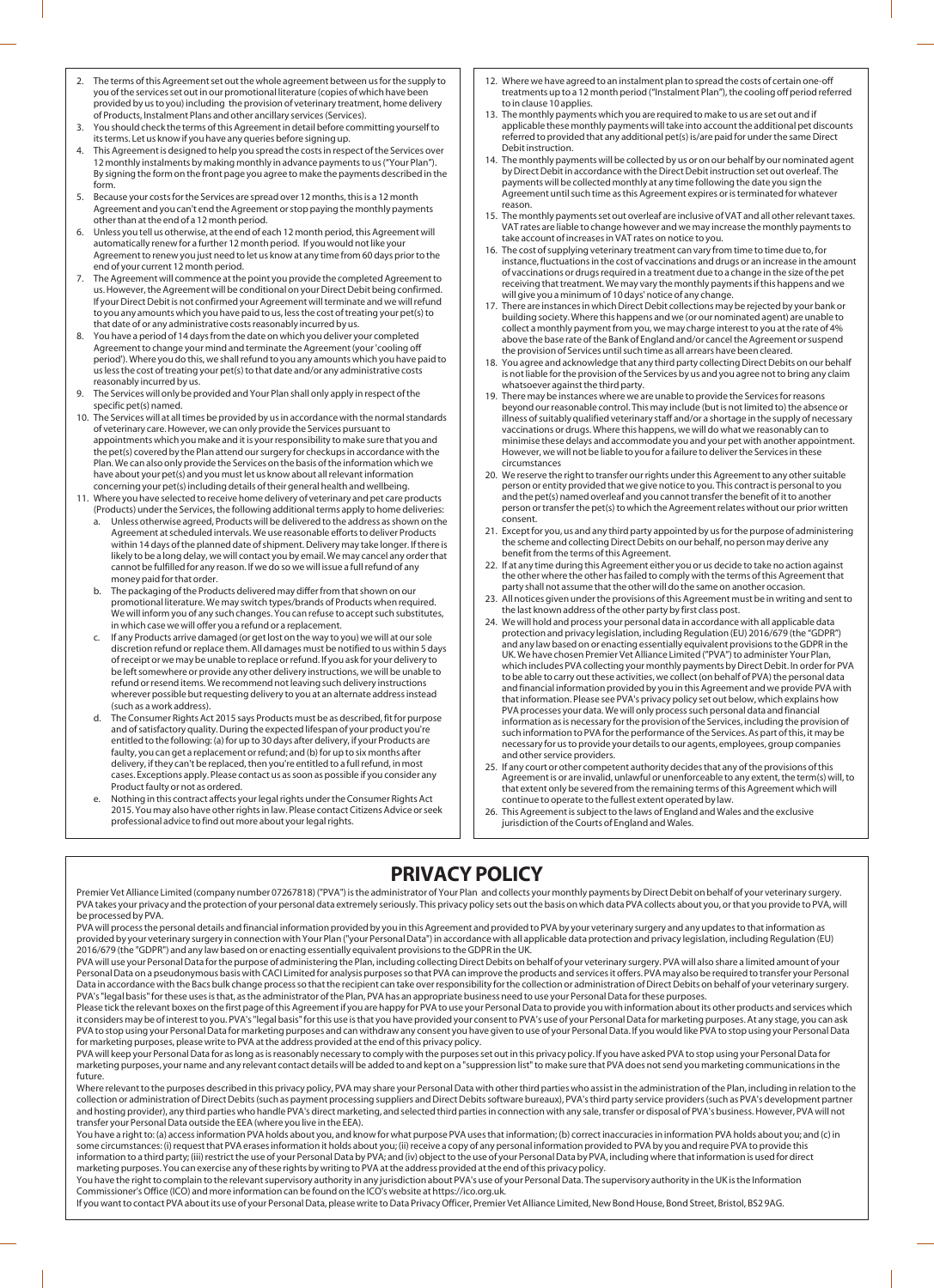2. The terms of this Agreement set out the whole agreement between us for the supply to you of the services set out in our promotional literature (copies of which have been provided by us to you) including the provision of veterinary treatment, home delivery of Products, Instalment Plans and other ancillary services (Services).
3. You should check the terms of this Agreement in detail before committing yourself to its terms. Let us know if you have any queries before signing up.
4. This Agreement is designed to help you spread the costs in respect of the Services over 12 monthly instalments by making monthly in advance payments to us ("Your Plan"). By signing the form on the front page you agree to make the payments described in the form.
5. Because your costs for the Services are spread over 12 months, this is a 12 month Agreement and you can't end the Agreement or stop paying the monthly payments other than at the end of a 12 month period.
6. Unless you tell us otherwise, at the end of each 12 month period, this Agreement will automatically renew for a further 12 month period. If you would not like your Agreement to renew you just need to let us know at any time from 60 days prior to the end of your current 12 month period.
7. The Agreement will commence at the point you provide the completed Agreement to us. However, the Agreement will be conditional on your Direct Debit being confirmed. If your Direct Debit is not confirmed your Agreement will terminate and we will refund to you any amounts which you have paid to us, less the cost of treating your pet(s) to that date of or any administrative costs reasonably incurred by us.
8. You have a period of 14 days from the date on which you deliver your completed Agreement to change your mind and terminate the Agreement (your 'cooling off period'). Where you do this, we shall refund to you any amounts which you have paid to us less the cost of treating your pet(s) to that date and/or any administrative costs reasonably incurred by us.
9. The Services will only be provided and Your Plan shall only apply in respect of the specific pet(s) named.
10. The Services will at all times be provided by us in accordance with the normal standards of veterinary care. However, we can only provide the Services pursuant to appointments which you make and it is your responsibility to make sure that you and the pet(s) covered by the Plan attend our surgery for checkups in accordance with the Plan. We can also only provide the Services on the basis of the information which we have about your pet(s) and you must let us know about all relevant information concerning your pet(s) including details of their general health and wellbeing.
11. Where you have selected to receive home delivery of veterinary and pet care products (Products) under the Services, the following additional terms apply to home deliveries:
    a. Unless otherwise agreed, Products will be delivered to the address as shown on the Agreement at scheduled intervals. We use reasonable efforts to deliver Products within 14 days of the planned date of shipment. Delivery may take longer. If there is likely to be a long delay, we will contact you by email. We may cancel any order that cannot be fulfilled for any reason. If we do so we will issue a full refund of any money paid for that order.
    b. The packaging of the Products delivered may differ from that shown on our promotional literature. We may switch types/brands of Products when required. We will inform you of any such changes. You can refuse to accept such substitutes, in which case we will offer you a refund or a replacement.
    c. If any Products arrive damaged (or get lost on the way to you) we will at our sole discretion refund or replace them. All damages must be notified to us within 5 days of receipt or we may be unable to replace or refund. If you ask for your delivery to be left somewhere or provide any other delivery instructions, we will be unable to refund or resend items. We recommend not leaving such delivery instructions wherever possible but requesting delivery to you at an alternate address instead (such as a work address).
    d. The Consumer Rights Act 2015 says Products must be as described, fit for purpose and of satisfactory quality. During the expected lifespan of your product you're entitled to the following: (a) for up to 30 days after delivery, if your Products are faulty, you can get a replacement or refund; and (b) for up to six months after delivery, if they can't be replaced, then you're entitled to a full refund, in most cases. Exceptions apply. Please contact us as soon as possible if you consider any Product faulty or not as ordered.
    e. Nothing in this contract affects your legal rights under the Consumer Rights Act 2015. You may also have other rights in law. Please contact Citizens Advice or seek professional advice to find out more about your legal rights.
12. Where we have agreed to an instalment plan to spread the costs of certain one-off treatments up to a 12 month period ("Instalment Plan"), the cooling off period referred to in clause 10 applies.
13. The monthly payments which you are required to make to us are set out and if applicable these monthly payments will take into account the additional pet discounts referred to provided that any additional pet(s) is/are paid for under the same Direct Debit instruction.
14. The monthly payments will be collected by us or on our behalf by our nominated agent by Direct Debit in accordance with the Direct Debit instruction set out overleaf. The payments will be collected monthly at any time following the date you sign the Agreement until such time as this Agreement expires or is terminated for whatever reason.
15. The monthly payments set out overleaf are inclusive of VAT and all other relevant taxes. VAT rates are liable to change however and we may increase the monthly payments to take account of increases in VAT rates on notice to you.
16. The cost of supplying veterinary treatment can vary from time to time due to, for instance, fluctuations in the cost of vaccinations and drugs or an increase in the amount of vaccinations or drugs required in a treatment due to a change in the size of the pet receiving that treatment. We may vary the monthly payments if this happens and we will give you a minimum of 10 days' notice of any change.
17. There are instances in which Direct Debit collections may be rejected by your bank or building society. Where this happens and we (or our nominated agent) are unable to collect a monthly payment from you, we may charge interest to you at the rate of 4% above the base rate of the Bank of England and/or cancel the Agreement or suspend the provision of Services until such time as all arrears have been cleared.
18. You agree and acknowledge that any third party collecting Direct Debits on our behalf is not liable for the provision of the Services by us and you agree not to bring any claim whatsoever against the third party.
19. There may be instances where we are unable to provide the Services for reasons beyond our reasonable control. This may include (but is not limited to) the absence or illness of suitably qualified veterinary staff and/or a shortage in the supply of necessary vaccinations or drugs. Where this happens, we will do what we reasonably can to minimise these delays and accommodate you and your pet with another appointment. However, we will not be liable to you for a failure to deliver the Services in these circumstances
20. We reserve the right to transfer our rights under this Agreement to any other suitable person or entity provided that we give notice to you. This contract is personal to you and the pet(s) named overleaf and you cannot transfer the benefit of it to another person or transfer the pet(s) to which the Agreement relates without our prior written consent.
21. Except for you, us and any third party appointed by us for the purpose of administering the scheme and collecting Direct Debits on our behalf, no person may derive any benefit from the terms of this Agreement.
22. If at any time during this Agreement either you or us decide to take no action against the other where the other has failed to comply with the terms of this Agreement that party shall not assume that the other will do the same on another occasion.
23. All notices given under the provisions of this Agreement must be in writing and sent to the last known address of the other party by first class post.
24. We will hold and process your personal data in accordance with all applicable data protection and privacy legislation, including Regulation (EU) 2016/679 (the "GDPR") and any law based on or enacting essentially equivalent provisions to the GDPR in the UK. We have chosen Premier Vet Alliance Limited ("PVA") to administer Your Plan, which includes PVA collecting your monthly payments by Direct Debit. In order for PVA to be able to carry out these activities, we collect (on behalf of PVA) the personal data and financial information provided by you in this Agreement and we provide PVA with that information. Please see PVA's privacy policy set out below, which explains how PVA processes your data. We will only process such personal data and financial information as is necessary for the provision of the Services, including the provision of such information to PVA for the performance of the Services. As part of this, it may be necessary for us to provide your details to our agents, employees, group companies and other service providers.
25. If any court or other competent authority decides that any of the provisions of this Agreement is or are invalid, unlawful or unenforceable to any extent, the term(s) will, to that extent only be severed from the remaining terms of this Agreement which will continue to operate to the fullest extent operated by law.
26. This Agreement is subject to the laws of England and Wales and the exclusive jurisdiction of the Courts of England and Wales.

# PRIVACY POLICY

Premier Vet Alliance Limited (company number 07267818) ("PVA") is the administrator of Your Plan and collects your monthly payments by Direct Debit on behalf of your veterinary surgery. PVA takes your privacy and the protection of your personal data extremely seriously. This privacy policy sets out the basis on which data PVA collects about you, or that you provide to PVA, will be processed by PVA.

PVA will process the personal details and financial information provided by you in this Agreement and provided to PVA by your veterinary surgery and any updates to that information as provided by your veterinary surgery in connection with Your Plan ("your Personal Data") in accordance with all applicable data protection and privacy legislation, including Regulation (EU) 2016/679 (the "GDPR") and any law based on or enacting essentially equivalent provisions to the GDPR in the UK.

PVA will use your Personal Data for the purpose of administering the Plan, including collecting Direct Debits on behalf of your veterinary surgery. PVA will also share a limited amount of your Personal Data on a pseudonymous basis with CACI Limited for analysis purposes so that PVA can improve the products and services it offers. PVA may also be required to transfer your Personal Data in accordance with the Bacs bulk change process so that the recipient can take over responsibility for the collection or administration of Direct Debits on behalf of your veterinary surgery. PVA's "legal basis" for these uses is that, as the administrator of the Plan, PVA has an appropriate business need to use your Personal Data for these purposes.

Please tick the relevant boxes on the first page of this Agreement if you are happy for PVA to use your Personal Data to provide you with information about its other products and services which it considers may be of interest to you. PVA's "legal basis" for this use is that you have provided your consent to PVA's use of your Personal Data for marketing purposes. At any stage, you can ask PVA to stop using your Personal Data for marketing purposes and can withdraw any consent you have given to use of your Personal Data. If you would like PVA to stop using your Personal Data for marketing purposes, please write to PVA at the address provided at the end of this privacy policy.

PVA will keep your Personal Data for as long as is reasonably necessary to comply with the purposes set out in this privacy policy. If you have asked PVA to stop using your Personal Data for marketing purposes, your name and any relevant contact details will be added to and kept on a "suppression list" to make sure that PVA does not send you marketing communications in the future.

Where relevant to the purposes described in this privacy policy, PVA may share your Personal Data with other third parties who assist in the administration of the Plan, including in relation to the collection or administration of Direct Debits (such as payment processing suppliers and Direct Debits software bureaux), PVA's third party service providers (such as PVA's development partner and hosting provider), any third parties who handle PVA's direct marketing, and selected third parties in connection with any sale, transfer or disposal of PVA's business. However, PVA will not transfer your Personal Data outside the EEA (where you live in the EEA).

You have a right to: (a) access information PVA holds about you, and know for what purpose PVA uses that information; (b) correct inaccuracies in information PVA holds about you; and (c) in some circumstances: (i) request that PVA erases information it holds about you; (ii) receive a copy of any personal information provided to PVA by you and require PVA to provide this information to a third party; (iii) restrict the use of your Personal Data by PVA; and (iv) object to the use of your Personal Data by PVA, including where that information is used for direct marketing purposes. You can exercise any of these rights by writing to PVA at the address provided at the end of this privacy policy.

You have the right to complain to the relevant supervisory authority in any jurisdiction about PVA's use of your Personal Data. The supervisory authority in the UK is the Information Commissioner's Office (ICO) and more information can be found on the ICO's website at https://ico.org.uk.

If you want to contact PVA about its use of your Personal Data, please write to Data Privacy Officer, Premier Vet Alliance Limited, New Bond House, Bond Street, Bristol, BS2 9AG.